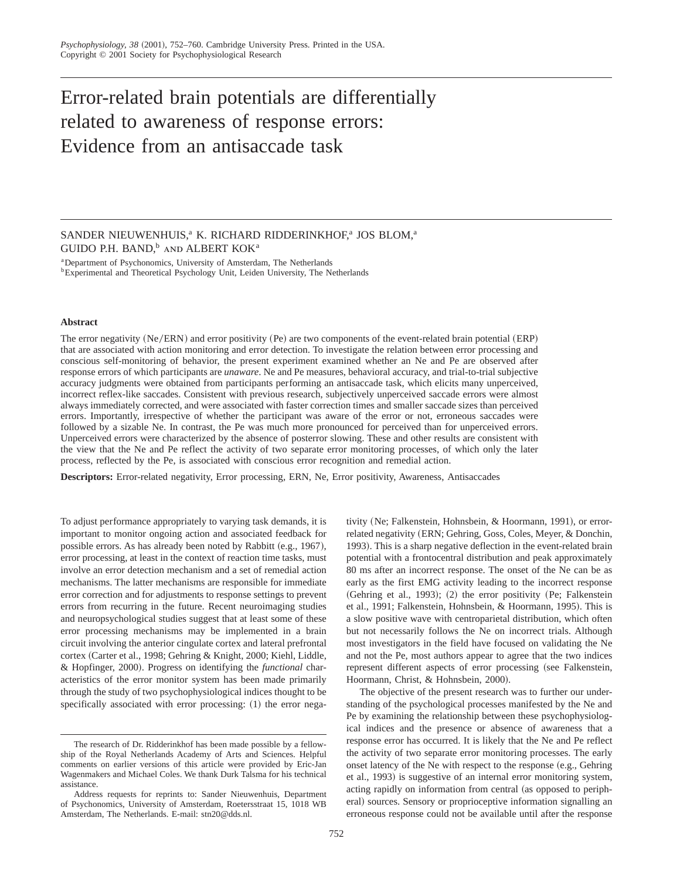# Error-related brain potentials are differentially related to awareness of response errors: Evidence from an antisaccade task

SANDER NIEUWENHUIS,[a] K. RICHARD RIDDERINKHOF,[a] JOS BLOM,[a] GUIDO P.H. BAND,[b] AND ALBERT KOK[a]

[a]Department of Psychonomics, University of Amsterdam, The Netherlands
[b]Experimental and Theoretical Psychology Unit, Leiden University, The Netherlands

## Abstract

The error negativity (Ne/ERN) and error positivity (Pe) are two components of the event-related brain potential (ERP) that are associated with action monitoring and error detection. To investigate the relation between error processing and conscious self-monitoring of behavior, the present experiment examined whether an Ne and Pe are observed after response errors of which participants are *unaware*. Ne and Pe measures, behavioral accuracy, and trial-to-trial subjective accuracy judgments were obtained from participants performing an antisaccade task, which elicits many unperceived, incorrect reflex-like saccades. Consistent with previous research, subjectively unperceived saccade errors were almost always immediately corrected, and were associated with faster correction times and smaller saccade sizes than perceived errors. Importantly, irrespective of whether the participant was aware of the error or not, erroneous saccades were followed by a sizable Ne. In contrast, the Pe was much more pronounced for perceived than for unperceived errors. Unperceived errors were characterized by the absence of posterror slowing. These and other results are consistent with the view that the Ne and Pe reflect the activity of two separate error monitoring processes, of which only the later process, reflected by the Pe, is associated with conscious error recognition and remedial action.

**Descriptors:** Error-related negativity, Error processing, ERN, Ne, Error positivity, Awareness, Antisaccades

To adjust performance appropriately to varying task demands, it is important to monitor ongoing action and associated feedback for possible errors. As has already been noted by Rabbitt (e.g., 1967), error processing, at least in the context of reaction time tasks, must involve an error detection mechanism and a set of remedial action mechanisms. The latter mechanisms are responsible for immediate error correction and for adjustments to response settings to prevent errors from recurring in the future. Recent neuroimaging studies and neuropsychological studies suggest that at least some of these error processing mechanisms may be implemented in a brain circuit involving the anterior cingulate cortex and lateral prefrontal cortex (Carter et al., 1998; Gehring & Knight, 2000; Kiehl, Liddle, & Hopfinger, 2000). Progress on identifying the *functional* characteristics of the error monitor system has been made primarily through the study of two psychophysiological indices thought to be specifically associated with error processing: (1) the error negativity (Ne; Falkenstein, Hohnsbein, & Hoormann, 1991), or error-related negativity (ERN; Gehring, Goss, Coles, Meyer, & Donchin, 1993). This is a sharp negative deflection in the event-related brain potential with a frontocentral distribution and peak approximately 80 ms after an incorrect response. The onset of the Ne can be as early as the first EMG activity leading to the incorrect response (Gehring et al., 1993); (2) the error positivity (Pe; Falkenstein et al., 1991; Falkenstein, Hohnsbein, & Hoormann, 1995). This is a slow positive wave with centroparietal distribution, which often but not necessarily follows the Ne on incorrect trials. Although most investigators in the field have focused on validating the Ne and not the Pe, most authors appear to agree that the two indices represent different aspects of error processing (see Falkenstein, Hoormann, Christ, & Hohnsbein, 2000).

The objective of the present research was to further our understanding of the psychological processes manifested by the Ne and Pe by examining the relationship between these psychophysiological indices and the presence or absence of awareness that a response error has occurred. It is likely that the Ne and Pe reflect the activity of two separate error monitoring processes. The early onset latency of the Ne with respect to the response (e.g., Gehring et al., 1993) is suggestive of an internal error monitoring system, acting rapidly on information from central (as opposed to peripheral) sources. Sensory or proprioceptive information signalling an erroneous response could not be available until after the response

The research of Dr. Ridderinkhof has been made possible by a fellowship of the Royal Netherlands Academy of Arts and Sciences. Helpful comments on earlier versions of this article were provided by Eric-Jan Wagenmakers and Michael Coles. We thank Durk Talsma for his technical assistance.

Address requests for reprints to: Sander Nieuwenhuis, Department of Psychonomics, University of Amsterdam, Roetersstraat 15, 1018 WB Amsterdam, The Netherlands. E-mail: stn20@dds.nl.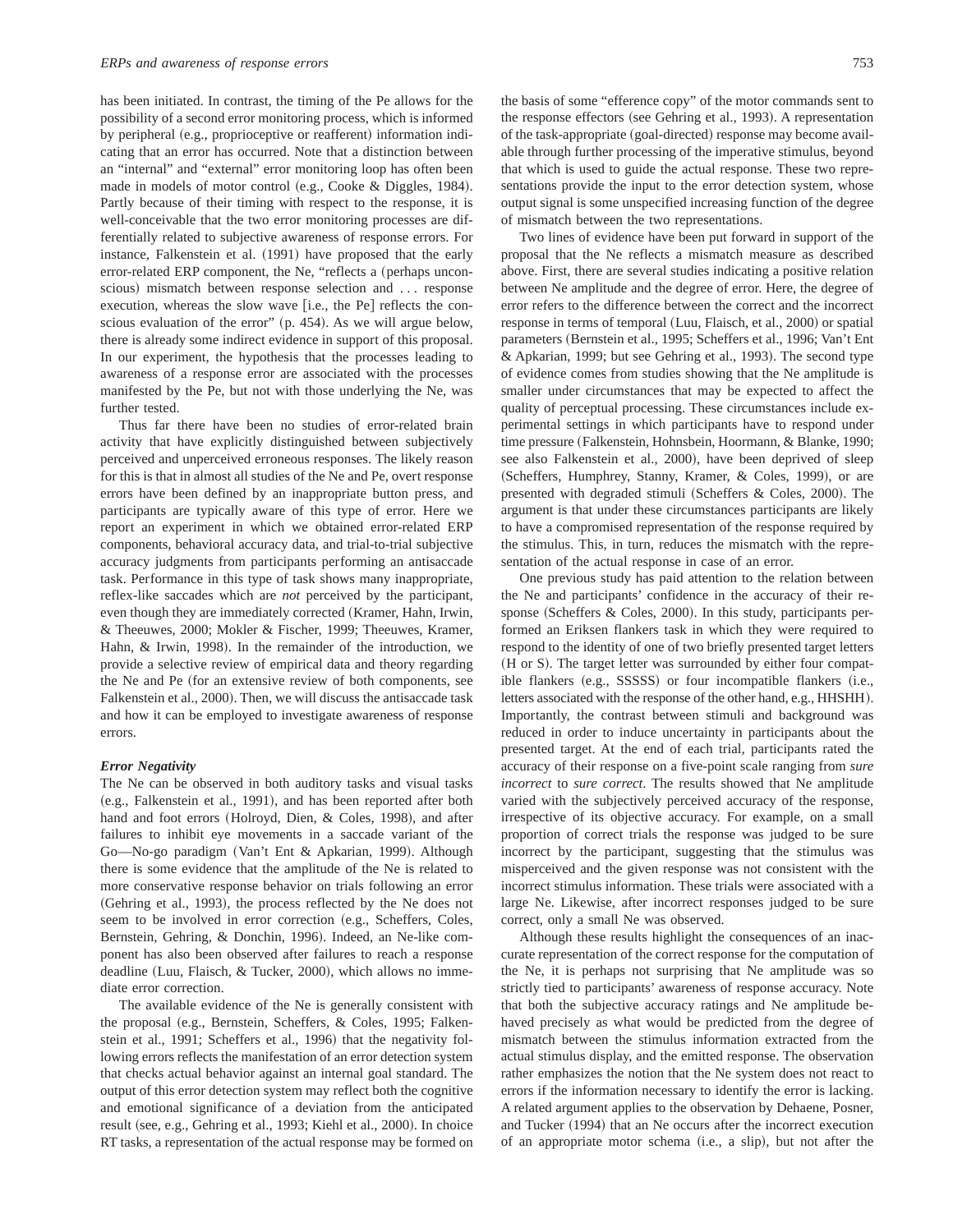has been initiated. In contrast, the timing of the Pe allows for the possibility of a second error monitoring process, which is informed by peripheral (e.g., proprioceptive or reafferent) information indicating that an error has occurred. Note that a distinction between an "internal" and "external" error monitoring loop has often been made in models of motor control (e.g., Cooke & Diggles, 1984). Partly because of their timing with respect to the response, it is well-conceivable that the two error monitoring processes are differentially related to subjective awareness of response errors. For instance, Falkenstein et al. (1991) have proposed that the early error-related ERP component, the Ne, "reflects a (perhaps unconscious) mismatch between response selection and . . . response execution, whereas the slow wave [i.e., the Pe] reflects the conscious evaluation of the error" (p. 454). As we will argue below, there is already some indirect evidence in support of this proposal. In our experiment, the hypothesis that the processes leading to awareness of a response error are associated with the processes manifested by the Pe, but not with those underlying the Ne, was further tested.

Thus far there have been no studies of error-related brain activity that have explicitly distinguished between subjectively perceived and unperceived erroneous responses. The likely reason for this is that in almost all studies of the Ne and Pe, overt response errors have been defined by an inappropriate button press, and participants are typically aware of this type of error. Here we report an experiment in which we obtained error-related ERP components, behavioral accuracy data, and trial-to-trial subjective accuracy judgments from participants performing an antisaccade task. Performance in this type of task shows many inappropriate, reflex-like saccades which are *not* perceived by the participant, even though they are immediately corrected (Kramer, Hahn, Irwin, & Theeuwes, 2000; Mokler & Fischer, 1999; Theeuwes, Kramer, Hahn, & Irwin, 1998). In the remainder of the introduction, we provide a selective review of empirical data and theory regarding the Ne and Pe (for an extensive review of both components, see Falkenstein et al., 2000). Then, we will discuss the antisaccade task and how it can be employed to investigate awareness of response errors.

### *Error Negativity*

The Ne can be observed in both auditory tasks and visual tasks (e.g., Falkenstein et al., 1991), and has been reported after both hand and foot errors (Holroyd, Dien, & Coles, 1998), and after failures to inhibit eye movements in a saccade variant of the Go—No-go paradigm (Van't Ent & Apkarian, 1999). Although there is some evidence that the amplitude of the Ne is related to more conservative response behavior on trials following an error (Gehring et al., 1993), the process reflected by the Ne does not seem to be involved in error correction (e.g., Scheffers, Coles, Bernstein, Gehring, & Donchin, 1996). Indeed, an Ne-like component has also been observed after failures to reach a response deadline (Luu, Flaisch, & Tucker, 2000), which allows no immediate error correction.

The available evidence of the Ne is generally consistent with the proposal (e.g., Bernstein, Scheffers, & Coles, 1995; Falkenstein et al., 1991; Scheffers et al., 1996) that the negativity following errors reflects the manifestation of an error detection system that checks actual behavior against an internal goal standard. The output of this error detection system may reflect both the cognitive and emotional significance of a deviation from the anticipated result (see, e.g., Gehring et al., 1993; Kiehl et al., 2000). In choice RT tasks, a representation of the actual response may be formed on the basis of some "efference copy" of the motor commands sent to the response effectors (see Gehring et al., 1993). A representation of the task-appropriate (goal-directed) response may become available through further processing of the imperative stimulus, beyond that which is used to guide the actual response. These two representations provide the input to the error detection system, whose output signal is some unspecified increasing function of the degree of mismatch between the two representations.

Two lines of evidence have been put forward in support of the proposal that the Ne reflects a mismatch measure as described above. First, there are several studies indicating a positive relation between Ne amplitude and the degree of error. Here, the degree of error refers to the difference between the correct and the incorrect response in terms of temporal (Luu, Flaisch, et al., 2000) or spatial parameters (Bernstein et al., 1995; Scheffers et al., 1996; Van't Ent & Apkarian, 1999; but see Gehring et al., 1993). The second type of evidence comes from studies showing that the Ne amplitude is smaller under circumstances that may be expected to affect the quality of perceptual processing. These circumstances include experimental settings in which participants have to respond under time pressure (Falkenstein, Hohnsbein, Hoormann, & Blanke, 1990; see also Falkenstein et al., 2000), have been deprived of sleep (Scheffers, Humphrey, Stanny, Kramer, & Coles, 1999), or are presented with degraded stimuli (Scheffers & Coles, 2000). The argument is that under these circumstances participants are likely to have a compromised representation of the response required by the stimulus. This, in turn, reduces the mismatch with the representation of the actual response in case of an error.

One previous study has paid attention to the relation between the Ne and participants' confidence in the accuracy of their response (Scheffers & Coles, 2000). In this study, participants performed an Eriksen flankers task in which they were required to respond to the identity of one of two briefly presented target letters (H or S). The target letter was surrounded by either four compatible flankers (e.g., SSSSS) or four incompatible flankers (i.e., letters associated with the response of the other hand, e.g., HHSHH). Importantly, the contrast between stimuli and background was reduced in order to induce uncertainty in participants about the presented target. At the end of each trial, participants rated the accuracy of their response on a five-point scale ranging from *sure incorrect* to *sure correct*. The results showed that Ne amplitude varied with the subjectively perceived accuracy of the response, irrespective of its objective accuracy. For example, on a small proportion of correct trials the response was judged to be sure incorrect by the participant, suggesting that the stimulus was misperceived and the given response was not consistent with the incorrect stimulus information. These trials were associated with a large Ne. Likewise, after incorrect responses judged to be sure correct, only a small Ne was observed.

Although these results highlight the consequences of an inaccurate representation of the correct response for the computation of the Ne, it is perhaps not surprising that Ne amplitude was so strictly tied to participants' awareness of response accuracy. Note that both the subjective accuracy ratings and Ne amplitude behaved precisely as what would be predicted from the degree of mismatch between the stimulus information extracted from the actual stimulus display, and the emitted response. The observation rather emphasizes the notion that the Ne system does not react to errors if the information necessary to identify the error is lacking. A related argument applies to the observation by Dehaene, Posner, and Tucker (1994) that an Ne occurs after the incorrect execution of an appropriate motor schema (i.e., a slip), but not after the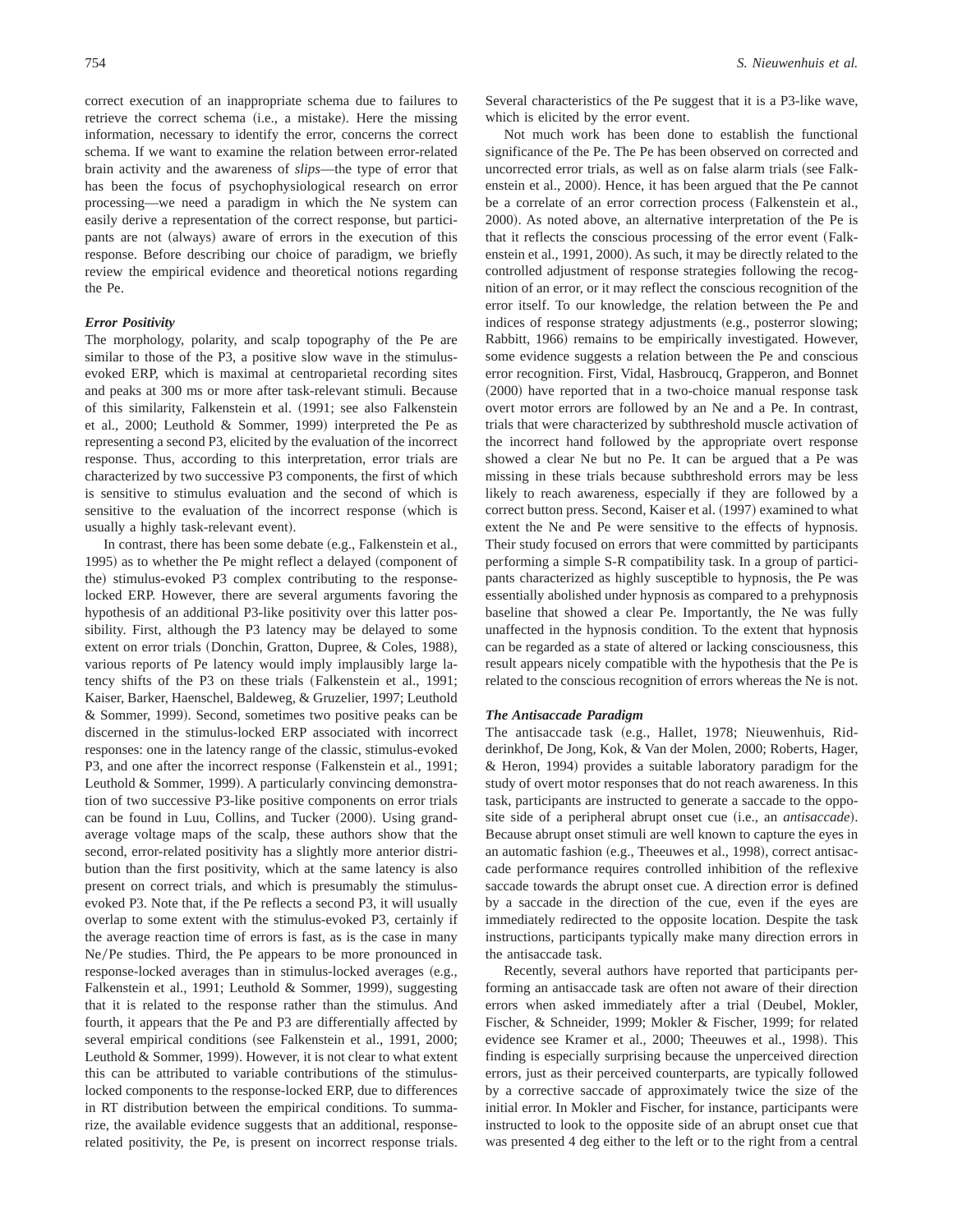correct execution of an inappropriate schema due to failures to retrieve the correct schema (i.e., a mistake). Here the missing information, necessary to identify the error, concerns the correct schema. If we want to examine the relation between error-related brain activity and the awareness of *slips*—the type of error that has been the focus of psychophysiological research on error processing—we need a paradigm in which the Ne system can easily derive a representation of the correct response, but participants are not (always) aware of errors in the execution of this response. Before describing our choice of paradigm, we briefly review the empirical evidence and theoretical notions regarding the Pe.

### *Error Positivity*

The morphology, polarity, and scalp topography of the Pe are similar to those of the P3, a positive slow wave in the stimulus-evoked ERP, which is maximal at centroparietal recording sites and peaks at 300 ms or more after task-relevant stimuli. Because of this similarity, Falkenstein et al. (1991; see also Falkenstein et al., 2000; Leuthold & Sommer, 1999) interpreted the Pe as representing a second P3, elicited by the evaluation of the incorrect response. Thus, according to this interpretation, error trials are characterized by two successive P3 components, the first of which is sensitive to stimulus evaluation and the second of which is sensitive to the evaluation of the incorrect response (which is usually a highly task-relevant event).

In contrast, there has been some debate (e.g., Falkenstein et al., 1995) as to whether the Pe might reflect a delayed (component of the) stimulus-evoked P3 complex contributing to the response-locked ERP. However, there are several arguments favoring the hypothesis of an additional P3-like positivity over this latter possibility. First, although the P3 latency may be delayed to some extent on error trials (Donchin, Gratton, Dupree, & Coles, 1988), various reports of Pe latency would imply implausibly large latency shifts of the P3 on these trials (Falkenstein et al., 1991; Kaiser, Barker, Haenschel, Baldeweg, & Gruzelier, 1997; Leuthold & Sommer, 1999). Second, sometimes two positive peaks can be discerned in the stimulus-locked ERP associated with incorrect responses: one in the latency range of the classic, stimulus-evoked P3, and one after the incorrect response (Falkenstein et al., 1991; Leuthold & Sommer, 1999). A particularly convincing demonstration of two successive P3-like positive components on error trials can be found in Luu, Collins, and Tucker (2000). Using grand-average voltage maps of the scalp, these authors show that the second, error-related positivity has a slightly more anterior distribution than the first positivity, which at the same latency is also present on correct trials, and which is presumably the stimulus-evoked P3. Note that, if the Pe reflects a second P3, it will usually overlap to some extent with the stimulus-evoked P3, certainly if the average reaction time of errors is fast, as is the case in many Ne/Pe studies. Third, the Pe appears to be more pronounced in response-locked averages than in stimulus-locked averages (e.g., Falkenstein et al., 1991; Leuthold & Sommer, 1999), suggesting that it is related to the response rather than the stimulus. And fourth, it appears that the Pe and P3 are differentially affected by several empirical conditions (see Falkenstein et al., 1991, 2000; Leuthold & Sommer, 1999). However, it is not clear to what extent this can be attributed to variable contributions of the stimulus-locked components to the response-locked ERP, due to differences in RT distribution between the empirical conditions. To summarize, the available evidence suggests that an additional, response-related positivity, the Pe, is present on incorrect response trials. Several characteristics of the Pe suggest that it is a P3-like wave, which is elicited by the error event.

Not much work has been done to establish the functional significance of the Pe. The Pe has been observed on corrected and uncorrected error trials, as well as on false alarm trials (see Falkenstein et al., 2000). Hence, it has been argued that the Pe cannot be a correlate of an error correction process (Falkenstein et al., 2000). As noted above, an alternative interpretation of the Pe is that it reflects the conscious processing of the error event (Falkenstein et al., 1991, 2000). As such, it may be directly related to the controlled adjustment of response strategies following the recognition of an error, or it may reflect the conscious recognition of the error itself. To our knowledge, the relation between the Pe and indices of response strategy adjustments (e.g., posterror slowing; Rabbitt, 1966) remains to be empirically investigated. However, some evidence suggests a relation between the Pe and conscious error recognition. First, Vidal, Hasbroucq, Grapperon, and Bonnet (2000) have reported that in a two-choice manual response task overt motor errors are followed by an Ne and a Pe. In contrast, trials that were characterized by subthreshold muscle activation of the incorrect hand followed by the appropriate overt response showed a clear Ne but no Pe. It can be argued that a Pe was missing in these trials because subthreshold errors may be less likely to reach awareness, especially if they are followed by a correct button press. Second, Kaiser et al. (1997) examined to what extent the Ne and Pe were sensitive to the effects of hypnosis. Their study focused on errors that were committed by participants performing a simple S-R compatibility task. In a group of participants characterized as highly susceptible to hypnosis, the Pe was essentially abolished under hypnosis as compared to a prehypnosis baseline that showed a clear Pe. Importantly, the Ne was fully unaffected in the hypnosis condition. To the extent that hypnosis can be regarded as a state of altered or lacking consciousness, this result appears nicely compatible with the hypothesis that the Pe is related to the conscious recognition of errors whereas the Ne is not.

### *The Antisaccade Paradigm*

The antisaccade task (e.g., Hallet, 1978; Nieuwenhuis, Ridderinkhof, De Jong, Kok, & Van der Molen, 2000; Roberts, Hager, & Heron, 1994) provides a suitable laboratory paradigm for the study of overt motor responses that do not reach awareness. In this task, participants are instructed to generate a saccade to the opposite side of a peripheral abrupt onset cue (i.e., an *antisaccade*). Because abrupt onset stimuli are well known to capture the eyes in an automatic fashion (e.g., Theeuwes et al., 1998), correct antisaccade performance requires controlled inhibition of the reflexive saccade towards the abrupt onset cue. A direction error is defined by a saccade in the direction of the cue, even if the eyes are immediately redirected to the opposite location. Despite the task instructions, participants typically make many direction errors in the antisaccade task.

Recently, several authors have reported that participants performing an antisaccade task are often not aware of their direction errors when asked immediately after a trial (Deubel, Mokler, Fischer, & Schneider, 1999; Mokler & Fischer, 1999; for related evidence see Kramer et al., 2000; Theeuwes et al., 1998). This finding is especially surprising because the unperceived direction errors, just as their perceived counterparts, are typically followed by a corrective saccade of approximately twice the size of the initial error. In Mokler and Fischer, for instance, participants were instructed to look to the opposite side of an abrupt onset cue that was presented 4 deg either to the left or to the right from a central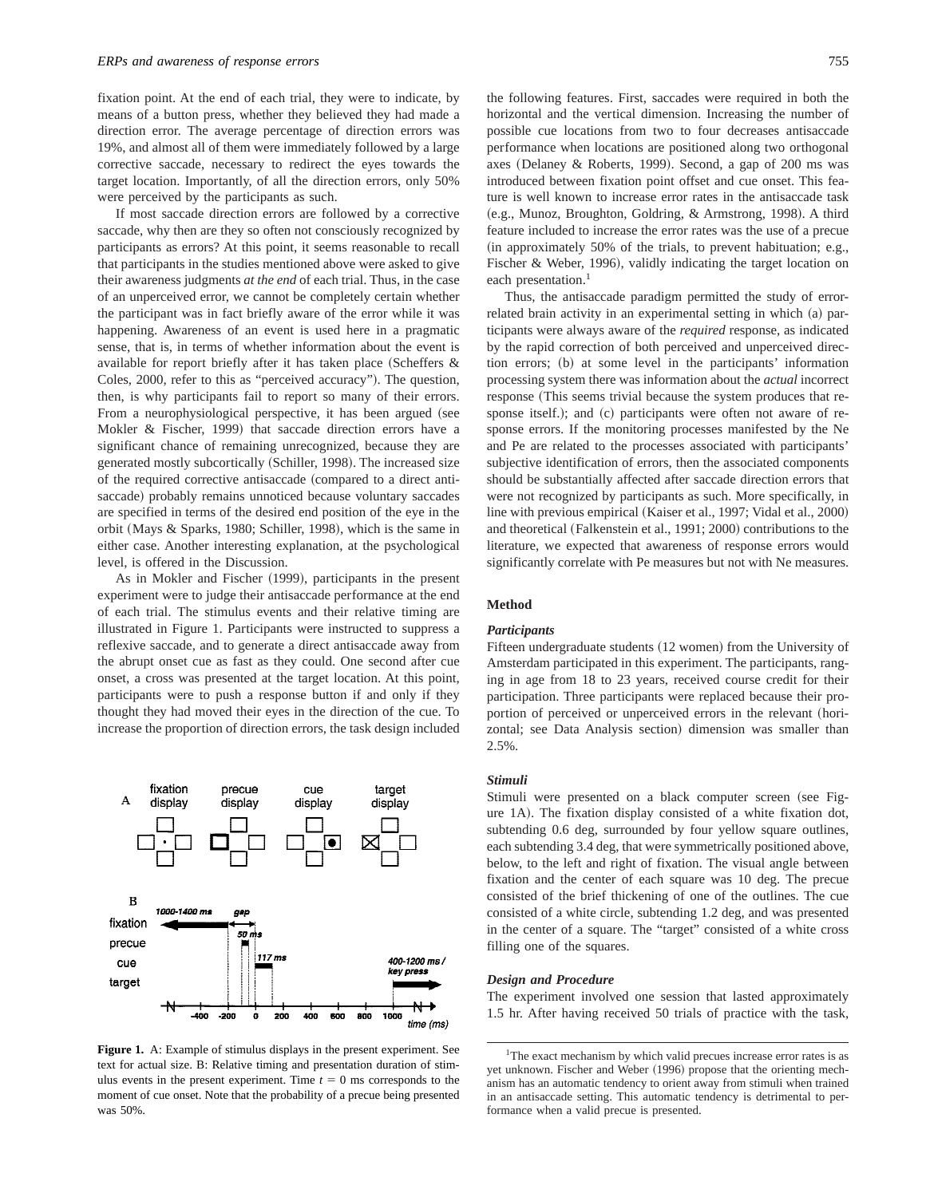fixation point. At the end of each trial, they were to indicate, by means of a button press, whether they believed they had made a direction error. The average percentage of direction errors was 19%, and almost all of them were immediately followed by a large corrective saccade, necessary to redirect the eyes towards the target location. Importantly, of all the direction errors, only 50% were perceived by the participants as such.

If most saccade direction errors are followed by a corrective saccade, why then are they so often not consciously recognized by participants as errors? At this point, it seems reasonable to recall that participants in the studies mentioned above were asked to give their awareness judgments *at the end* of each trial. Thus, in the case of an unperceived error, we cannot be completely certain whether the participant was in fact briefly aware of the error while it was happening. Awareness of an event is used here in a pragmatic sense, that is, in terms of whether information about the event is available for report briefly after it has taken place (Scheffers & Coles, 2000, refer to this as "perceived accuracy"). The question, then, is why participants fail to report so many of their errors. From a neurophysiological perspective, it has been argued (see Mokler & Fischer, 1999) that saccade direction errors have a significant chance of remaining unrecognized, because they are generated mostly subcortically (Schiller, 1998). The increased size of the required corrective antisaccade (compared to a direct antisaccade) probably remains unnoticed because voluntary saccades are specified in terms of the desired end position of the eye in the orbit (Mays & Sparks, 1980; Schiller, 1998), which is the same in either case. Another interesting explanation, at the psychological level, is offered in the Discussion.

As in Mokler and Fischer (1999), participants in the present experiment were to judge their antisaccade performance at the end of each trial. The stimulus events and their relative timing are illustrated in Figure 1. Participants were instructed to suppress a reflexive saccade, and to generate a direct antisaccade away from the abrupt onset cue as fast as they could. One second after cue onset, a cross was presented at the target location. At this point, participants were to push a response button if and only if they thought they had moved their eyes in the direction of the cue. To increase the proportion of direction errors, the task design included the following features. First, saccades were required in both the horizontal and the vertical dimension. Increasing the number of possible cue locations from two to four decreases antisaccade performance when locations are positioned along two orthogonal axes (Delaney & Roberts, 1999). Second, a gap of 200 ms was introduced between fixation point offset and cue onset. This feature is well known to increase error rates in the antisaccade task (e.g., Munoz, Broughton, Goldring, & Armstrong, 1998). A third feature included to increase the error rates was the use of a precue (in approximately 50% of the trials, to prevent habituation; e.g., Fischer & Weber, 1996), validly indicating the target location on each presentation.[1]

Thus, the antisaccade paradigm permitted the study of error-related brain activity in an experimental setting in which (a) participants were always aware of the *required* response, as indicated by the rapid correction of both perceived and unperceived direction errors; (b) at some level in the participants' information processing system there was information about the *actual* incorrect response (This seems trivial because the system produces that response itself.); and (c) participants were often not aware of response errors. If the monitoring processes manifested by the Ne and Pe are related to the processes associated with participants' subjective identification of errors, then the associated components should be substantially affected after saccade direction errors that were not recognized by participants as such. More specifically, in line with previous empirical (Kaiser et al., 1997; Vidal et al., 2000) and theoretical (Falkenstein et al., 1991; 2000) contributions to the literature, we expected that awareness of response errors would significantly correlate with Pe measures but not with Ne measures.

**Figure 1.** A: Example of stimulus displays in the present experiment. See text for actual size. B: Relative timing and presentation duration of stimulus events in the present experiment. Time $t = 0$ ms corresponds to the moment of cue onset. Note that the probability of a precue being presented was 50%.

## Method

### Participants

Fifteen undergraduate students (12 women) from the University of Amsterdam participated in this experiment. The participants, ranging in age from 18 to 23 years, received course credit for their participation. Three participants were replaced because their proportion of perceived or unperceived errors in the relevant (horizontal; see Data Analysis section) dimension was smaller than 2.5%.

### Stimuli

Stimuli were presented on a black computer screen (see Figure 1A). The fixation display consisted of a white fixation dot, subtending 0.6 deg, surrounded by four yellow square outlines, each subtending 3.4 deg, that were symmetrically positioned above, below, to the left and right of fixation. The visual angle between fixation and the center of each square was 10 deg. The precue consisted of the brief thickening of one of the outlines. The cue consisted of a white circle, subtending 1.2 deg, and was presented in the center of a square. The "target" consisted of a white cross filling one of the squares.

### Design and Procedure

The experiment involved one session that lasted approximately 1.5 hr. After having received 50 trials of practice with the task,

[1] The exact mechanism by which valid precues increase error rates is as yet unknown. Fischer and Weber (1996) propose that the orienting mechanism has an automatic tendency to orient away from stimuli when trained in an antisaccade setting. This automatic tendency is detrimental to performance when a valid precue is presented.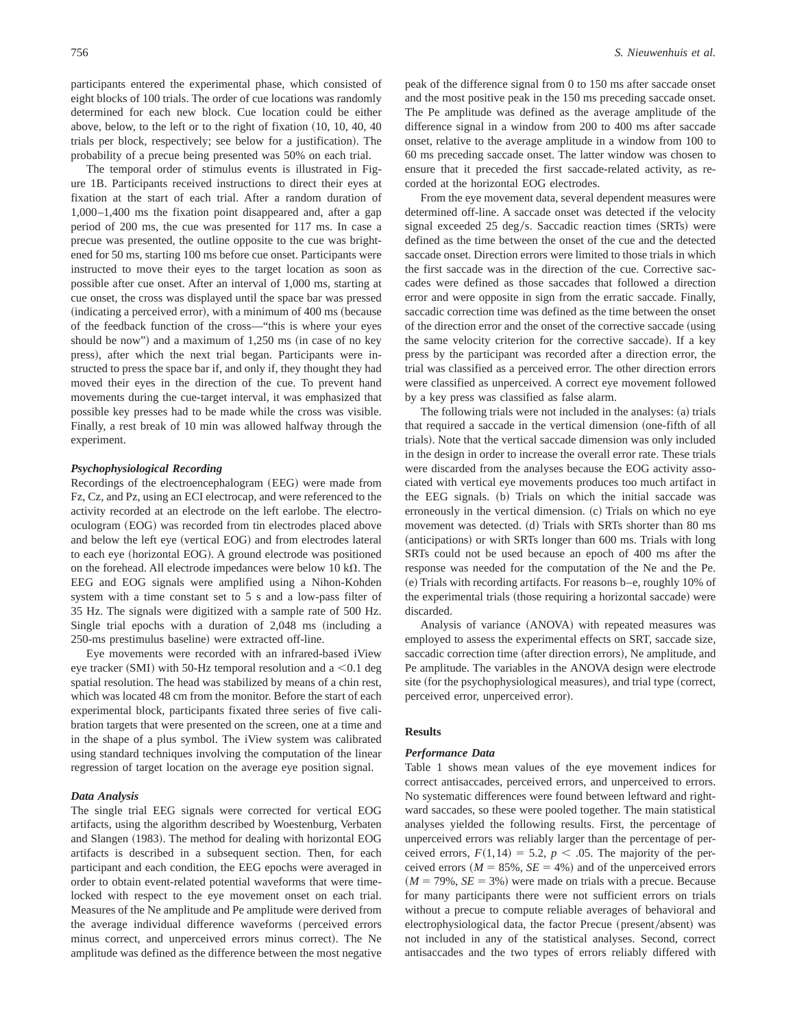participants entered the experimental phase, which consisted of eight blocks of 100 trials. The order of cue locations was randomly determined for each new block. Cue location could be either above, below, to the left or to the right of fixation (10, 10, 40, 40 trials per block, respectively; see below for a justification). The probability of a precue being presented was 50% on each trial.

The temporal order of stimulus events is illustrated in Figure 1B. Participants received instructions to direct their eyes at fixation at the start of each trial. After a random duration of 1,000–1,400 ms the fixation point disappeared and, after a gap period of 200 ms, the cue was presented for 117 ms. In case a precue was presented, the outline opposite to the cue was brightened for 50 ms, starting 100 ms before cue onset. Participants were instructed to move their eyes to the target location as soon as possible after cue onset. After an interval of 1,000 ms, starting at cue onset, the cross was displayed until the space bar was pressed (indicating a perceived error), with a minimum of 400 ms (because of the feedback function of the cross—"this is where your eyes should be now") and a maximum of 1,250 ms (in case of no key press), after which the next trial began. Participants were instructed to press the space bar if, and only if, they thought they had moved their eyes in the direction of the cue. To prevent hand movements during the cue-target interval, it was emphasized that possible key presses had to be made while the cross was visible. Finally, a rest break of 10 min was allowed halfway through the experiment.

### *Psychophysiological Recording*

Recordings of the electroencephalogram (EEG) were made from Fz, Cz, and Pz, using an ECI electrocap, and were referenced to the activity recorded at an electrode on the left earlobe. The electrooculogram (EOG) was recorded from tin electrodes placed above and below the left eye (vertical EOG) and from electrodes lateral to each eye (horizontal EOG). A ground electrode was positioned on the forehead. All electrode impedances were below 10 kΩ. The EEG and EOG signals were amplified using a Nihon-Kohden system with a time constant set to 5 s and a low-pass filter of 35 Hz. The signals were digitized with a sample rate of 500 Hz. Single trial epochs with a duration of 2,048 ms (including a 250-ms prestimulus baseline) were extracted off-line.

Eye movements were recorded with an infrared-based iView eye tracker (SMI) with 50-Hz temporal resolution and a <0.1 deg spatial resolution. The head was stabilized by means of a chin rest, which was located 48 cm from the monitor. Before the start of each experimental block, participants fixated three series of five calibration targets that were presented on the screen, one at a time and in the shape of a plus symbol. The iView system was calibrated using standard techniques involving the computation of the linear regression of target location on the average eye position signal.

### *Data Analysis*

The single trial EEG signals were corrected for vertical EOG artifacts, using the algorithm described by Woestenburg, Verbaten and Slangen (1983). The method for dealing with horizontal EOG artifacts is described in a subsequent section. Then, for each participant and each condition, the EEG epochs were averaged in order to obtain event-related potential waveforms that were time-locked with respect to the eye movement onset on each trial. Measures of the Ne amplitude and Pe amplitude were derived from the average individual difference waveforms (perceived errors minus correct, and unperceived errors minus correct). The Ne amplitude was defined as the difference between the most negative peak of the difference signal from 0 to 150 ms after saccade onset and the most positive peak in the 150 ms preceding saccade onset. The Pe amplitude was defined as the average amplitude of the difference signal in a window from 200 to 400 ms after saccade onset, relative to the average amplitude in a window from 100 to 60 ms preceding saccade onset. The latter window was chosen to ensure that it preceded the first saccade-related activity, as recorded at the horizontal EOG electrodes.

From the eye movement data, several dependent measures were determined off-line. A saccade onset was detected if the velocity signal exceeded 25 deg/s. Saccadic reaction times (SRTs) were defined as the time between the onset of the cue and the detected saccade onset. Direction errors were limited to those trials in which the first saccade was in the direction of the cue. Corrective saccades were defined as those saccades that followed a direction error and were opposite in sign from the erratic saccade. Finally, saccadic correction time was defined as the time between the onset of the direction error and the onset of the corrective saccade (using the same velocity criterion for the corrective saccade). If a key press by the participant was recorded after a direction error, the trial was classified as a perceived error. The other direction errors were classified as unperceived. A correct eye movement followed by a key press was classified as false alarm.

The following trials were not included in the analyses: (a) trials that required a saccade in the vertical dimension (one-fifth of all trials). Note that the vertical saccade dimension was only included in the design in order to increase the overall error rate. These trials were discarded from the analyses because the EOG activity associated with vertical eye movements produces too much artifact in the EEG signals. (b) Trials on which the initial saccade was erroneously in the vertical dimension. (c) Trials on which no eye movement was detected. (d) Trials with SRTs shorter than 80 ms (anticipations) or with SRTs longer than 600 ms. Trials with long SRTs could not be used because an epoch of 400 ms after the response was needed for the computation of the Ne and the Pe. (e) Trials with recording artifacts. For reasons b–e, roughly 10% of the experimental trials (those requiring a horizontal saccade) were discarded.

Analysis of variance (ANOVA) with repeated measures was employed to assess the experimental effects on SRT, saccade size, saccadic correction time (after direction errors), Ne amplitude, and Pe amplitude. The variables in the ANOVA design were electrode site (for the psychophysiological measures), and trial type (correct, perceived error, unperceived error).

## Results

### *Performance Data*

Table 1 shows mean values of the eye movement indices for correct antisaccades, perceived errors, and unperceived to errors. No systematic differences were found between leftward and rightward saccades, so these were pooled together. The main statistical analyses yielded the following results. First, the percentage of unperceived errors was reliably larger than the percentage of perceived errors, $F(1,14) = 5.2$, $p < .05$. The majority of the perceived errors ($M = 85\%$, $SE = 4\%$) and of the unperceived errors ($M = 79\%$, $SE = 3\%$) were made on trials with a precue. Because for many participants there were not sufficient errors on trials without a precue to compute reliable averages of behavioral and electrophysiological data, the factor Precue (present/absent) was not included in any of the statistical analyses. Second, correct antisaccades and the two types of errors reliably differed with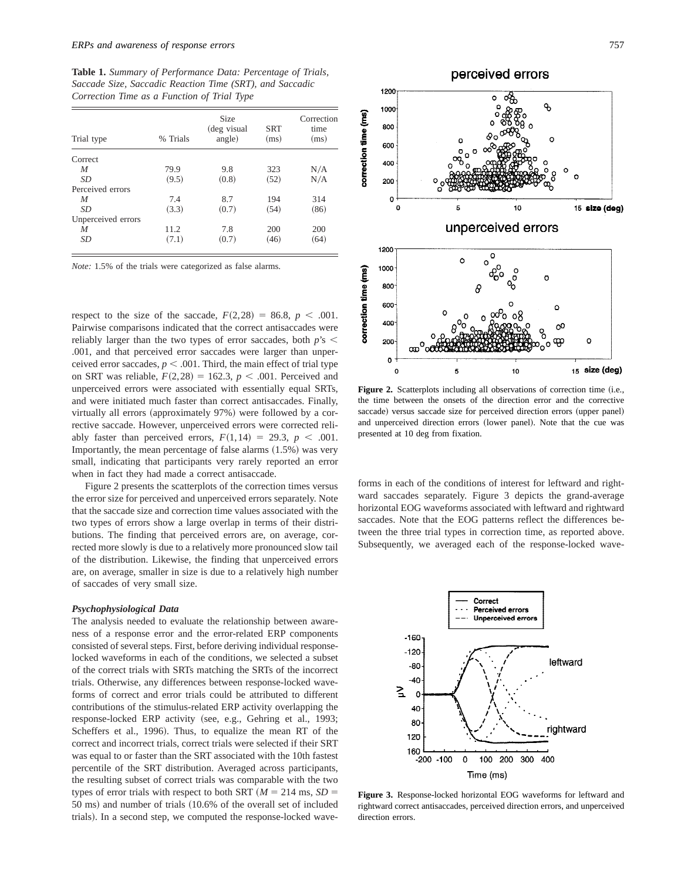**Table 1.** *Summary of Performance Data: Percentage of Trials, Saccade Size, Saccadic Reaction Time (SRT), and Saccadic Correction Time as a Function of Trial Type*

| Trial type | % Trials | Size (deg visual angle) | SRT (ms) | Correction time (ms) |
|---|---|---|---|---|
| Correct | | | | |
| *M* | 79.9 | 9.8 | 323 | N/A |
| *SD* | (9.5) | (0.8) | (52) | N/A |
| Perceived errors | | | | |
| *M* | 7.4 | 8.7 | 194 | 314 |
| *SD* | (3.3) | (0.7) | (54) | (86) |
| Unperceived errors | | | | |
| *M* | 11.2 | 7.8 | 200 | 200 |
| *SD* | (7.1) | (0.7) | (46) | (64) |

*Note:* 1.5% of the trials were categorized as false alarms.

respect to the size of the saccade, $F(2,28) = 86.8$, $p < .001$. Pairwise comparisons indicated that the correct antisaccades were reliably larger than the two types of error saccades, both $p$'s $< .001$, and that perceived error saccades were larger than unperceived error saccades, $p < .001$. Third, the main effect of trial type on SRT was reliable, $F(2,28) = 162.3$, $p < .001$. Perceived and unperceived errors were associated with essentially equal SRTs, and were initiated much faster than correct antisaccades. Finally, virtually all errors (approximately 97%) were followed by a corrective saccade. However, unperceived errors were corrected reliably faster than perceived errors, $F(1,14) = 29.3$, $p < .001$. Importantly, the mean percentage of false alarms (1.5%) was very small, indicating that participants very rarely reported an error when in fact they had made a correct antisaccade.

Figure 2 presents the scatterplots of the correction times versus the error size for perceived and unperceived errors separately. Note that the saccade size and correction time values associated with the two types of errors show a large overlap in terms of their distributions. The finding that perceived errors are, on average, corrected more slowly is due to a relatively more pronounced slow tail of the distribution. Likewise, the finding that unperceived errors are, on average, smaller in size is due to a relatively high number of saccades of very small size.

### *Psychophysiological Data*

The analysis needed to evaluate the relationship between awareness of a response error and the error-related ERP components consisted of several steps. First, before deriving individual response-locked waveforms in each of the conditions, we selected a subset of the correct trials with SRTs matching the SRTs of the incorrect trials. Otherwise, any differences between response-locked waveforms of correct and error trials could be attributed to different contributions of the stimulus-related ERP activity overlapping the response-locked ERP activity (see, e.g., Gehring et al., 1993; Scheffers et al., 1996). Thus, to equalize the mean RT of the correct and incorrect trials, correct trials were selected if their SRT was equal to or faster than the SRT associated with the 10th fastest percentile of the SRT distribution. Averaged across participants, the resulting subset of correct trials was comparable with the two types of error trials with respect to both SRT ($M = 214$ ms, $SD = 50$ ms) and number of trials (10.6% of the overall set of included trials). In a second step, we computed the response-locked waveforms in each of the conditions of interest for leftward and rightward saccades separately. Figure 3 depicts the grand-average horizontal EOG waveforms associated with leftward and rightward saccades. Note that the EOG patterns reflect the differences between the three trial types in correction time, as reported above. Subsequently, we averaged each of the response-locked wave-

**Figure 2.** Scatterplots including all observations of correction time (i.e., the time between the onsets of the direction error and the corrective saccade) versus saccade size for perceived direction errors (upper panel) and unperceived direction errors (lower panel). Note that the cue was presented at 10 deg from fixation.

**Figure 3.** Response-locked horizontal EOG waveforms for leftward and rightward correct antisaccades, perceived direction errors, and unperceived direction errors.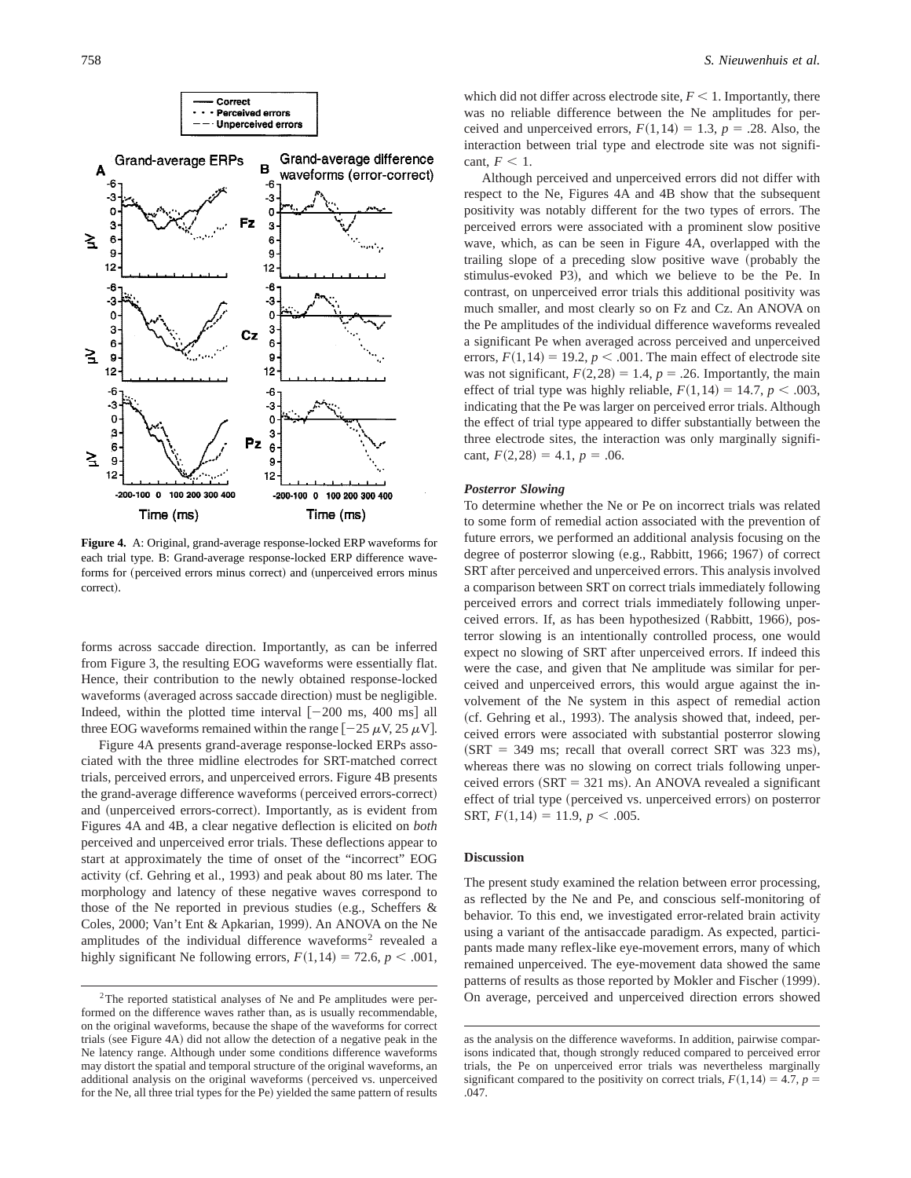**Figure 4.** A: Original, grand-average response-locked ERP waveforms for each trial type. B: Grand-average response-locked ERP difference waveforms for (perceived errors minus correct) and (unperceived errors minus correct).

forms across saccade direction. Importantly, as can be inferred from Figure 3, the resulting EOG waveforms were essentially flat. Hence, their contribution to the newly obtained response-locked waveforms (averaged across saccade direction) must be negligible. Indeed, within the plotted time interval [−200 ms, 400 ms] all three EOG waveforms remained within the range [$-25\ \mu$V, $25\ \mu$V].

Figure 4A presents grand-average response-locked ERPs associated with the three midline electrodes for SRT-matched correct trials, perceived errors, and unperceived errors. Figure 4B presents the grand-average difference waveforms (perceived errors-correct) and (unperceived errors-correct). Importantly, as is evident from Figures 4A and 4B, a clear negative deflection is elicited on *both* perceived and unperceived error trials. These deflections appear to start at approximately the time of onset of the "incorrect" EOG activity (cf. Gehring et al., 1993) and peak about 80 ms later. The morphology and latency of these negative waves correspond to those of the Ne reported in previous studies (e.g., Scheffers & Coles, 2000; Van't Ent & Apkarian, 1999). An ANOVA on the Ne amplitudes of the individual difference waveforms[2] revealed a highly significant Ne following errors, $F(1,14) = 72.6$, $p < .001$, which did not differ across electrode site, $F < 1$. Importantly, there was no reliable difference between the Ne amplitudes for perceived and unperceived errors, $F(1,14) = 1.3$, $p = .28$. Also, the interaction between trial type and electrode site was not significant, $F < 1$.

Although perceived and unperceived errors did not differ with respect to the Ne, Figures 4A and 4B show that the subsequent positivity was notably different for the two types of errors. The perceived errors were associated with a prominent slow positive wave, which, as can be seen in Figure 4A, overlapped with the trailing slope of a preceding slow positive wave (probably the stimulus-evoked P3), and which we believe to be the Pe. In contrast, on unperceived error trials this additional positivity was much smaller, and most clearly so on Fz and Cz. An ANOVA on the Pe amplitudes of the individual difference waveforms revealed a significant Pe when averaged across perceived and unperceived errors, $F(1,14) = 19.2$, $p < .001$. The main effect of electrode site was not significant, $F(2,28) = 1.4$, $p = .26$. Importantly, the main effect of trial type was highly reliable, $F(1,14) = 14.7$, $p < .003$, indicating that the Pe was larger on perceived error trials. Although the effect of trial type appeared to differ substantially between the three electrode sites, the interaction was only marginally significant, $F(2,28) = 4.1$, $p = .06$.

***Posterror Slowing***

To determine whether the Ne or Pe on incorrect trials was related to some form of remedial action associated with the prevention of future errors, we performed an additional analysis focusing on the degree of posterror slowing (e.g., Rabbitt, 1966; 1967) of correct SRT after perceived and unperceived errors. This analysis involved a comparison between SRT on correct trials immediately following perceived errors and correct trials immediately following unperceived errors. If, as has been hypothesized (Rabbitt, 1966), posterror slowing is an intentionally controlled process, one would expect no slowing of SRT after unperceived errors. If indeed this were the case, and given that Ne amplitude was similar for perceived and unperceived errors, this would argue against the involvement of the Ne system in this aspect of remedial action (cf. Gehring et al., 1993). The analysis showed that, indeed, perceived errors were associated with substantial posterror slowing (SRT = 349 ms; recall that overall correct SRT was 323 ms), whereas there was no slowing on correct trials following unperceived errors (SRT = 321 ms). An ANOVA revealed a significant effect of trial type (perceived vs. unperceived errors) on posterror SRT, $F(1,14) = 11.9$, $p < .005$.

**Discussion**

The present study examined the relation between error processing, as reflected by the Ne and Pe, and conscious self-monitoring of behavior. To this end, we investigated error-related brain activity using a variant of the antisaccade paradigm. As expected, participants made many reflex-like eye-movement errors, many of which remained unperceived. The eye-movement data showed the same patterns of results as those reported by Mokler and Fischer (1999). On average, perceived and unperceived direction errors showed

[2] The reported statistical analyses of Ne and Pe amplitudes were performed on the difference waves rather than, as is usually recommendable, on the original waveforms, because the shape of the waveforms for correct trials (see Figure 4A) did not allow the detection of a negative peak in the Ne latency range. Although under some conditions difference waveforms may distort the spatial and temporal structure of the original waveforms, an additional analysis on the original waveforms (perceived vs. unperceived for the Ne, all three trial types for the Pe) yielded the same pattern of results as the analysis on the difference waveforms. In addition, pairwise comparisons indicated that, though strongly reduced compared to perceived error trials, the Pe on unperceived error trials was nevertheless marginally significant compared to the positivity on correct trials, $F(1,14) = 4.7$, $p = .047$.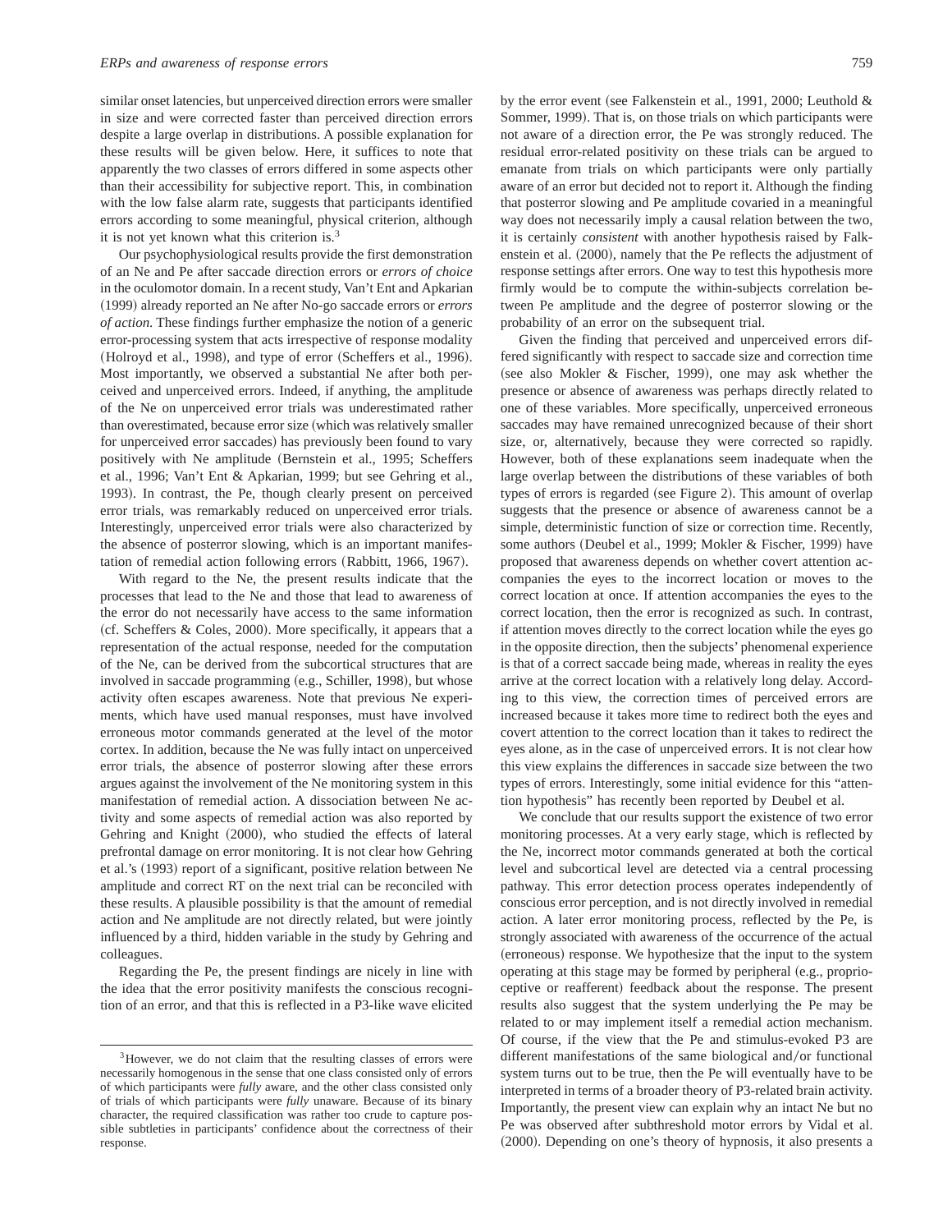similar onset latencies, but unperceived direction errors were smaller in size and were corrected faster than perceived direction errors despite a large overlap in distributions. A possible explanation for these results will be given below. Here, it suffices to note that apparently the two classes of errors differed in some aspects other than their accessibility for subjective report. This, in combination with the low false alarm rate, suggests that participants identified errors according to some meaningful, physical criterion, although it is not yet known what this criterion is.[3]

Our psychophysiological results provide the first demonstration of an Ne and Pe after saccade direction errors or *errors of choice* in the oculomotor domain. In a recent study, Van't Ent and Apkarian (1999) already reported an Ne after No-go saccade errors or *errors of action*. These findings further emphasize the notion of a generic error-processing system that acts irrespective of response modality (Holroyd et al., 1998), and type of error (Scheffers et al., 1996). Most importantly, we observed a substantial Ne after both perceived and unperceived errors. Indeed, if anything, the amplitude of the Ne on unperceived error trials was underestimated rather than overestimated, because error size (which was relatively smaller for unperceived error saccades) has previously been found to vary positively with Ne amplitude (Bernstein et al., 1995; Scheffers et al., 1996; Van't Ent & Apkarian, 1999; but see Gehring et al., 1993). In contrast, the Pe, though clearly present on perceived error trials, was remarkably reduced on unperceived error trials. Interestingly, unperceived error trials were also characterized by the absence of posterror slowing, which is an important manifestation of remedial action following errors (Rabbitt, 1966, 1967).

With regard to the Ne, the present results indicate that the processes that lead to the Ne and those that lead to awareness of the error do not necessarily have access to the same information (cf. Scheffers & Coles, 2000). More specifically, it appears that a representation of the actual response, needed for the computation of the Ne, can be derived from the subcortical structures that are involved in saccade programming (e.g., Schiller, 1998), but whose activity often escapes awareness. Note that previous Ne experiments, which have used manual responses, must have involved erroneous motor commands generated at the level of the motor cortex. In addition, because the Ne was fully intact on unperceived error trials, the absence of posterror slowing after these errors argues against the involvement of the Ne monitoring system in this manifestation of remedial action. A dissociation between Ne activity and some aspects of remedial action was also reported by Gehring and Knight (2000), who studied the effects of lateral prefrontal damage on error monitoring. It is not clear how Gehring et al.'s (1993) report of a significant, positive relation between Ne amplitude and correct RT on the next trial can be reconciled with these results. A plausible possibility is that the amount of remedial action and Ne amplitude are not directly related, but were jointly influenced by a third, hidden variable in the study by Gehring and colleagues.

Regarding the Pe, the present findings are nicely in line with the idea that the error positivity manifests the conscious recognition of an error, and that this is reflected in a P3-like wave elicited by the error event (see Falkenstein et al., 1991, 2000; Leuthold & Sommer, 1999). That is, on those trials on which participants were not aware of a direction error, the Pe was strongly reduced. The residual error-related positivity on these trials can be argued to emanate from trials on which participants were only partially aware of an error but decided not to report it. Although the finding that posterror slowing and Pe amplitude covaried in a meaningful way does not necessarily imply a causal relation between the two, it is certainly *consistent* with another hypothesis raised by Falkenstein et al. (2000), namely that the Pe reflects the adjustment of response settings after errors. One way to test this hypothesis more firmly would be to compute the within-subjects correlation between Pe amplitude and the degree of posterror slowing or the probability of an error on the subsequent trial.

Given the finding that perceived and unperceived errors differed significantly with respect to saccade size and correction time (see also Mokler & Fischer, 1999), one may ask whether the presence or absence of awareness was perhaps directly related to one of these variables. More specifically, unperceived erroneous saccades may have remained unrecognized because of their short size, or, alternatively, because they were corrected so rapidly. However, both of these explanations seem inadequate when the large overlap between the distributions of these variables of both types of errors is regarded (see Figure 2). This amount of overlap suggests that the presence or absence of awareness cannot be a simple, deterministic function of size or correction time. Recently, some authors (Deubel et al., 1999; Mokler & Fischer, 1999) have proposed that awareness depends on whether covert attention accompanies the eyes to the incorrect location or moves to the correct location at once. If attention accompanies the eyes to the correct location, then the error is recognized as such. In contrast, if attention moves directly to the correct location while the eyes go in the opposite direction, then the subjects' phenomenal experience is that of a correct saccade being made, whereas in reality the eyes arrive at the correct location with a relatively long delay. According to this view, the correction times of perceived errors are increased because it takes more time to redirect both the eyes and covert attention to the correct location than it takes to redirect the eyes alone, as in the case of unperceived errors. It is not clear how this view explains the differences in saccade size between the two types of errors. Interestingly, some initial evidence for this "attention hypothesis" has recently been reported by Deubel et al.

We conclude that our results support the existence of two error monitoring processes. At a very early stage, which is reflected by the Ne, incorrect motor commands generated at both the cortical level and subcortical level are detected via a central processing pathway. This error detection process operates independently of conscious error perception, and is not directly involved in remedial action. A later error monitoring process, reflected by the Pe, is strongly associated with awareness of the occurrence of the actual (erroneous) response. We hypothesize that the input to the system operating at this stage may be formed by peripheral (e.g., proprioceptive or reafferent) feedback about the response. The present results also suggest that the system underlying the Pe may be related to or may implement itself a remedial action mechanism. Of course, if the view that the Pe and stimulus-evoked P3 are different manifestations of the same biological and/or functional system turns out to be true, then the Pe will eventually have to be interpreted in terms of a broader theory of P3-related brain activity. Importantly, the present view can explain why an intact Ne but no Pe was observed after subthreshold motor errors by Vidal et al. (2000). Depending on one's theory of hypnosis, it also presents a

[3]However, we do not claim that the resulting classes of errors were necessarily homogenous in the sense that one class consisted only of errors of which participants were *fully* aware, and the other class consisted only of trials of which participants were *fully* unaware. Because of its binary character, the required classification was rather too crude to capture possible subtleties in participants' confidence about the correctness of their response.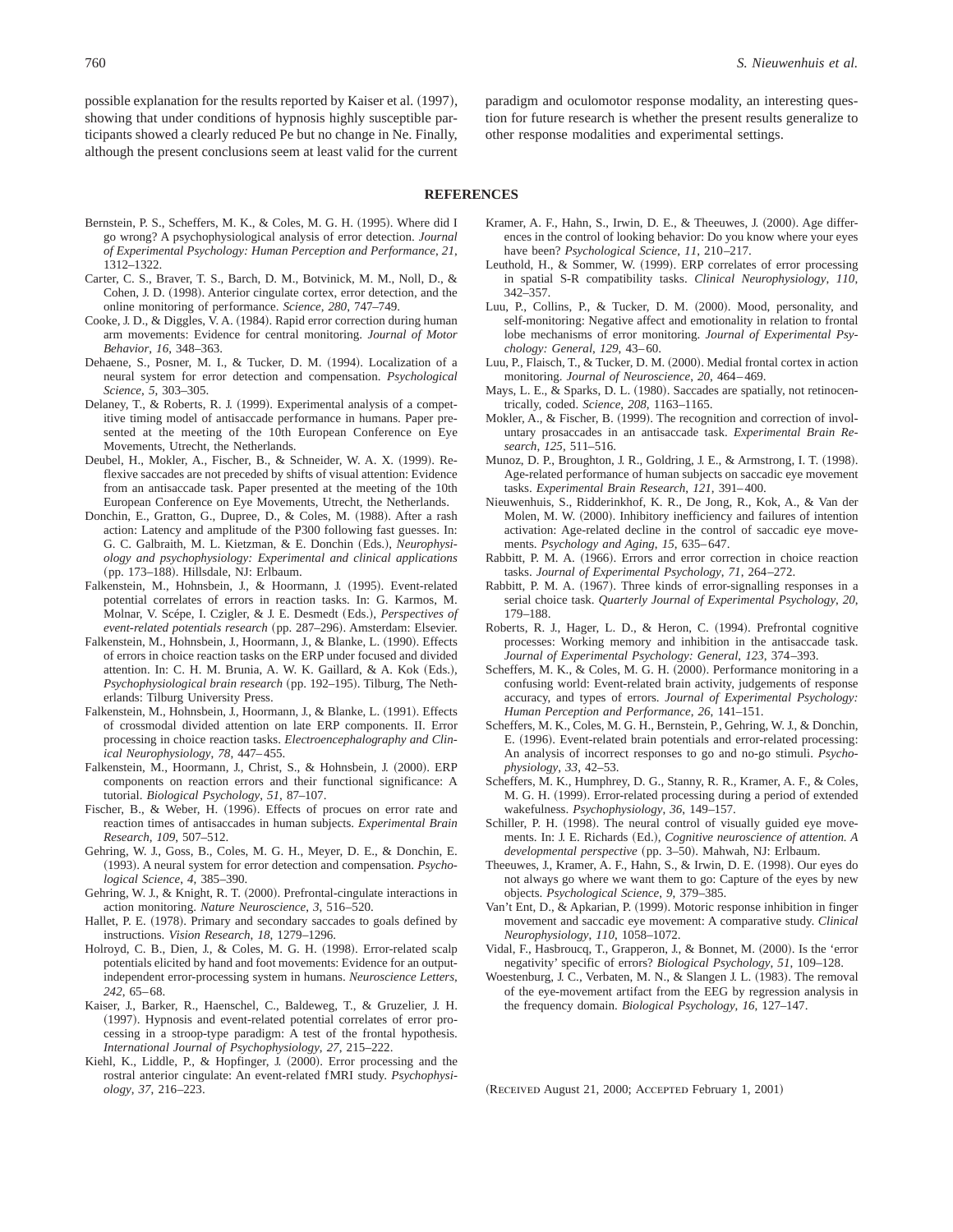possible explanation for the results reported by Kaiser et al. (1997), showing that under conditions of hypnosis highly susceptible participants showed a clearly reduced Pe but no change in Ne. Finally, although the present conclusions seem at least valid for the current paradigm and oculomotor response modality, an interesting question for future research is whether the present results generalize to other response modalities and experimental settings.

## REFERENCES

Bernstein, P. S., Scheffers, M. K., & Coles, M. G. H. (1995). Where did I go wrong? A psychophysiological analysis of error detection. *Journal of Experimental Psychology: Human Perception and Performance*, *21*, 1312–1322.

Carter, C. S., Braver, T. S., Barch, D. M., Botvinick, M. M., Noll, D., & Cohen, J. D. (1998). Anterior cingulate cortex, error detection, and the online monitoring of performance. *Science*, *280*, 747–749.

Cooke, J. D., & Diggles, V. A. (1984). Rapid error correction during human arm movements: Evidence for central monitoring. *Journal of Motor Behavior*, *16*, 348–363.

Dehaene, S., Posner, M. I., & Tucker, D. M. (1994). Localization of a neural system for error detection and compensation. *Psychological Science*, *5*, 303–305.

Delaney, T., & Roberts, R. J. (1999). Experimental analysis of a competitive timing model of antisaccade performance in humans. Paper presented at the meeting of the 10th European Conference on Eye Movements, Utrecht, the Netherlands.

Deubel, H., Mokler, A., Fischer, B., & Schneider, W. A. X. (1999). Reflexive saccades are not preceded by shifts of visual attention: Evidence from an antisaccade task. Paper presented at the meeting of the 10th European Conference on Eye Movements, Utrecht, the Netherlands.

Donchin, E., Gratton, G., Dupree, D., & Coles, M. (1988). After a rash action: Latency and amplitude of the P300 following fast guesses. In: G. C. Galbraith, M. L. Kietzman, & E. Donchin (Eds.), *Neurophysiology and psychophysiology: Experimental and clinical applications* (pp. 173–188). Hillsdale, NJ: Erlbaum.

Falkenstein, M., Hohnsbein, J., & Hoormann, J. (1995). Event-related potential correlates of errors in reaction tasks. In: G. Karmos, M. Molnar, V. Scépe, I. Czigler, & J. E. Desmedt (Eds.), *Perspectives of event-related potentials research* (pp. 287–296). Amsterdam: Elsevier.

Falkenstein, M., Hohnsbein, J., Hoormann, J., & Blanke, L. (1990). Effects of errors in choice reaction tasks on the ERP under focused and divided attention. In: C. H. M. Brunia, A. W. K. Gaillard, & A. Kok (Eds.), *Psychophysiological brain research* (pp. 192–195). Tilburg, The Netherlands: Tilburg University Press.

Falkenstein, M., Hohnsbein, J., Hoormann, J., & Blanke, L. (1991). Effects of crossmodal divided attention on late ERP components. II. Error processing in choice reaction tasks. *Electroencephalography and Clinical Neurophysiology*, *78*, 447–455.

Falkenstein, M., Hoormann, J., Christ, S., & Hohnsbein, J. (2000). ERP components on reaction errors and their functional significance: A tutorial. *Biological Psychology*, *51*, 87–107.

Fischer, B., & Weber, H. (1996). Effects of procues on error rate and reaction times of antisaccades in human subjects. *Experimental Brain Research*, *109*, 507–512.

Gehring, W. J., Goss, B., Coles, M. G. H., Meyer, D. E., & Donchin, E. (1993). A neural system for error detection and compensation. *Psychological Science*, *4*, 385–390.

Gehring, W. J., & Knight, R. T. (2000). Prefrontal-cingulate interactions in action monitoring. *Nature Neuroscience*, *3*, 516–520.

Hallet, P. E. (1978). Primary and secondary saccades to goals defined by instructions. *Vision Research*, *18*, 1279–1296.

Holroyd, C. B., Dien, J., & Coles, M. G. H. (1998). Error-related scalp potentials elicited by hand and foot movements: Evidence for an output-independent error-processing system in humans. *Neuroscience Letters*, *242*, 65–68.

Kaiser, J., Barker, R., Haenschel, C., Baldeweg, T., & Gruzelier, J. H. (1997). Hypnosis and event-related potential correlates of error processing in a stroop-type paradigm: A test of the frontal hypothesis. *International Journal of Psychophysiology*, *27*, 215–222.

Kiehl, K., Liddle, P., & Hopfinger, J. (2000). Error processing and the rostral anterior cingulate: An event-related fMRI study. *Psychophysiology*, *37*, 216–223.

Kramer, A. F., Hahn, S., Irwin, D. E., & Theeuwes, J. (2000). Age differences in the control of looking behavior: Do you know where your eyes have been? *Psychological Science*, *11*, 210–217.

Leuthold, H., & Sommer, W. (1999). ERP correlates of error processing in spatial S-R compatibility tasks. *Clinical Neurophysiology*, *110*, 342–357.

Luu, P., Collins, P., & Tucker, D. M. (2000). Mood, personality, and self-monitoring: Negative affect and emotionality in relation to frontal lobe mechanisms of error monitoring. *Journal of Experimental Psychology: General*, *129*, 43–60.

Luu, P., Flaisch, T., & Tucker, D. M. (2000). Medial frontal cortex in action monitoring. *Journal of Neuroscience*, *20*, 464–469.

Mays, L. E., & Sparks, D. L. (1980). Saccades are spatially, not retinocentrically, coded. *Science*, *208*, 1163–1165.

Mokler, A., & Fischer, B. (1999). The recognition and correction of involuntary prosaccades in an antisaccade task. *Experimental Brain Research*, *125*, 511–516.

Munoz, D. P., Broughton, J. R., Goldring, J. E., & Armstrong, I. T. (1998). Age-related performance of human subjects on saccadic eye movement tasks. *Experimental Brain Research*, *121*, 391–400.

Nieuwenhuis, S., Ridderinkhof, K. R., De Jong, R., Kok, A., & Van der Molen, M. W. (2000). Inhibitory inefficiency and failures of intention activation: Age-related decline in the control of saccadic eye movements. *Psychology and Aging*, *15*, 635–647.

Rabbitt, P. M. A. (1966). Errors and error correction in choice reaction tasks. *Journal of Experimental Psychology*, *71*, 264–272.

Rabbitt, P. M. A. (1967). Three kinds of error-signalling responses in a serial choice task. *Quarterly Journal of Experimental Psychology*, *20*, 179–188.

Roberts, R. J., Hager, L. D., & Heron, C. (1994). Prefrontal cognitive processes: Working memory and inhibition in the antisaccade task. *Journal of Experimental Psychology: General*, *123*, 374–393.

Scheffers, M. K., & Coles, M. G. H. (2000). Performance monitoring in a confusing world: Event-related brain activity, judgements of response accuracy, and types of errors. *Journal of Experimental Psychology: Human Perception and Performance*, *26*, 141–151.

Scheffers, M. K., Coles, M. G. H., Bernstein, P., Gehring, W. J., & Donchin, E. (1996). Event-related brain potentials and error-related processing: An analysis of incorrect responses to go and no-go stimuli. *Psychophysiology*, *33*, 42–53.

Scheffers, M. K., Humphrey, D. G., Stanny, R. R., Kramer, A. F., & Coles, M. G. H. (1999). Error-related processing during a period of extended wakefulness. *Psychophysiology*, *36*, 149–157.

Schiller, P. H. (1998). The neural control of visually guided eye movements. In: J. E. Richards (Ed.), *Cognitive neuroscience of attention. A developmental perspective* (pp. 3–50). Mahwah, NJ: Erlbaum.

Theeuwes, J., Kramer, A. F., Hahn, S., & Irwin, D. E. (1998). Our eyes do not always go where we want them to go: Capture of the eyes by new objects. *Psychological Science*, *9*, 379–385.

Van't Ent, D., & Apkarian, P. (1999). Motoric response inhibition in finger movement and saccadic eye movement: A comparative study. *Clinical Neurophysiology*, *110*, 1058–1072.

Vidal, F., Hasbroucq, T., Grapperon, J., & Bonnet, M. (2000). Is the 'error negativity' specific of errors? *Biological Psychology*, *51*, 109–128.

Woestenburg, J. C., Verbaten, M. N., & Slangen J. L. (1983). The removal of the eye-movement artifact from the EEG by regression analysis in the frequency domain. *Biological Psychology*, *16*, 127–147.

(Received August 21, 2000; Accepted February 1, 2001)